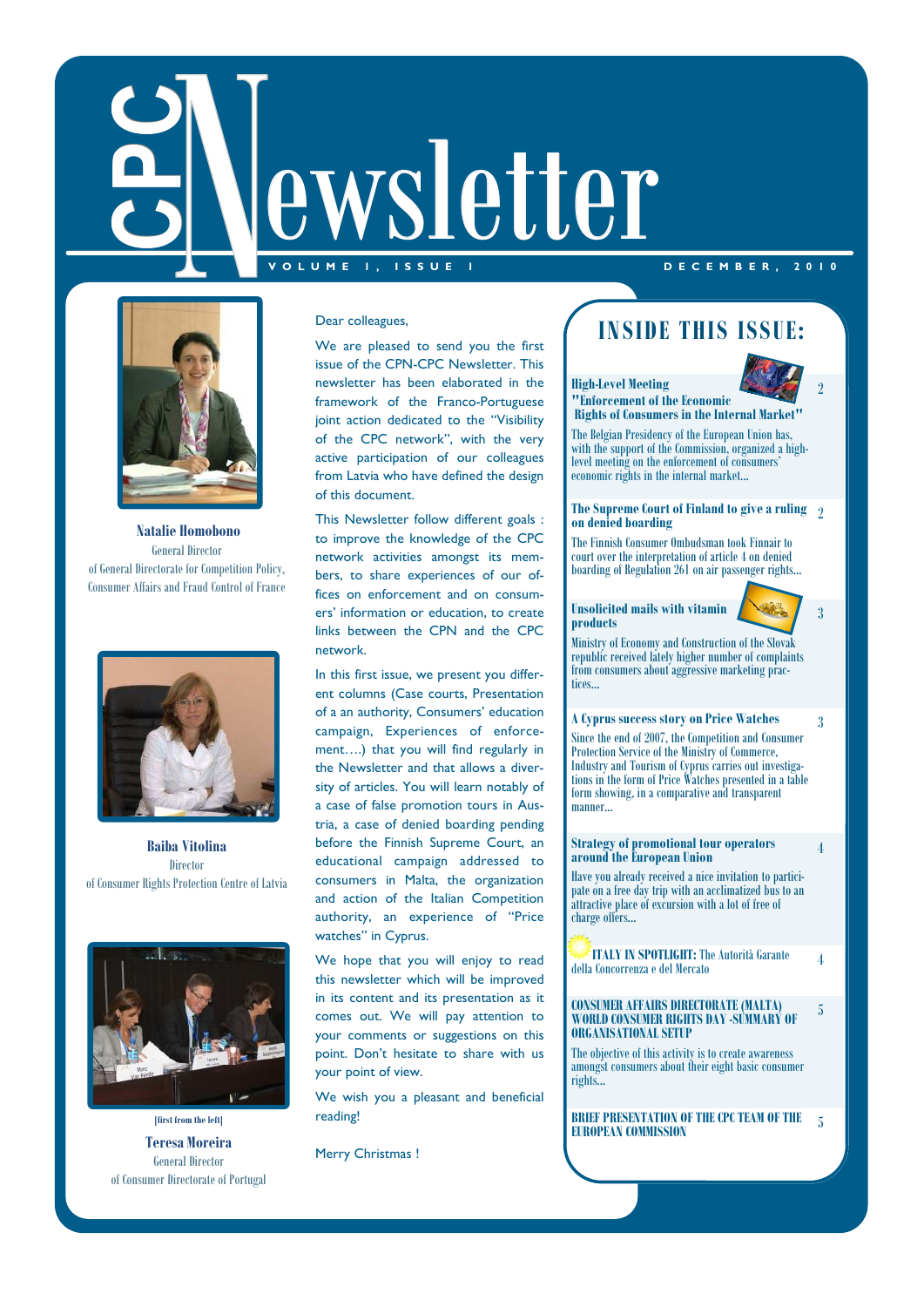# CPC Newsletter

VOLUME 1, ISSUE 1 — DECEMBER, 2010

**Natalie Homobono**
General Director
of General Directorate for Competition Policy, Consumer Affairs and Fraud Control of France

**Baiba Vitolina**
Director
of Consumer Rights Protection Centre of Latvia

[first from the left]
**Teresa Moreira**
General Director
of Consumer Directorate of Portugal

Dear colleagues,

We are pleased to send you the first issue of the CPN-CPC Newsletter. This newsletter has been elaborated in the framework of the Franco-Portuguese joint action dedicated to the "Visibility of the CPC network", with the very active participation of our colleagues from Latvia who have defined the design of this document.

This Newsletter follow different goals : to improve the knowledge of the CPC network activities amongst its members, to share experiences of our offices on enforcement and on consumers' information or education, to create links between the CPN and the CPC network.

In this first issue, we present you different columns (Case courts, Presentation of a an authority, Consumers' education campaign, Experiences of enforcement….) that you will find regularly in the Newsletter and that allows a diversity of articles. You will learn notably of a case of false promotion tours in Austria, a case of denied boarding pending before the Finnish Supreme Court, an educational campaign addressed to consumers in Malta, the organization and action of the Italian Competition authority, an experience of "Price watches" in Cyprus.

We hope that you will enjoy to read this newsletter which will be improved in its content and its presentation as it comes out. We will pay attention to your comments or suggestions on this point. Don't hesitate to share with us your point of view.

We wish you a pleasant and beneficial reading!

Merry Christmas !

## INSIDE THIS ISSUE:

**High-Level Meeting "Enforcement of the Economic Rights of Consumers in the Internal Market"** — 2

The Belgian Presidency of the European Union has, with the support of the Commission, organized a high-level meeting on the enforcement of consumers' economic rights in the internal market...

**The Supreme Court of Finland to give a ruling on denied boarding** — 2

The Finnish Consumer Ombudsman took Finnair to court over the interpretation of article 4 on denied boarding of Regulation 261 on air passenger rights...

**Unsolicited mails with vitamin products** — 3

Ministry of Economy and Construction of the Slovak republic received lately higher number of complaints from consumers about aggressive marketing practices...

**A Cyprus success story on Price Watches** — 3

Since the end of 2007, the Competition and Consumer Protection Service of the Ministry of Commerce, Industry and Tourism of Cyprus carries out investigations in the form of Price Watches presented in a table form showing, in a comparative and transparent manner...

**Strategy of promotional tour operators around the European Union** — 4

Have you already received a nice invitation to participate on a free day trip with an acclimatized bus to an attractive place of excursion with a lot of free of charge offers...

**ITALY IN SPOTLIGHT:** The Autorità Garante della Concorrenza e del Mercato — 4

**CONSUMER AFFAIRS DIRECTORATE (MALTA) WORLD CONSUMER RIGHTS DAY -SUMMARY OF ORGANISATIONAL SETUP** — 5

The objective of this activity is to create awareness amongst consumers about their eight basic consumer rights...

**BRIEF PRESENTATION OF THE CPC TEAM OF THE EUROPEAN COMMISSION** — 5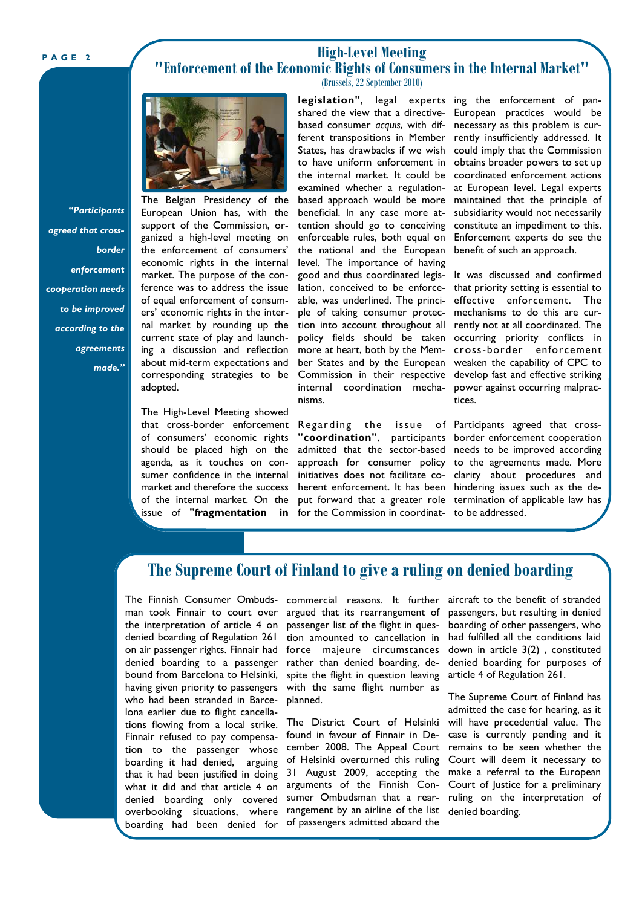## High-Level Meeting "Enforcement of the Economic Rights of Consumers in the Internal Market"

(Brussels, 22 September 2010)

*"Participants agreed that cross-border enforcement cooperation needs to be improved according to the agreements made."*

The Belgian Presidency of the European Union has, with the support of the Commission, organized a high-level meeting on the enforcement of consumers' economic rights in the internal market. The purpose of the conference was to address the issue of equal enforcement of consumers' economic rights in the internal market by rounding up the current state of play and launching a discussion and reflection about mid-term expectations and corresponding strategies to be adopted.

The High-Level Meeting showed that cross-border enforcement of consumers' economic rights should be placed high on the agenda, as it touches on consumer confidence in the internal market and therefore the success of the internal market. On the issue of **"fragmentation in legislation"**, legal experts shared the view that a directive-based consumer *acquis*, with different transpositions in Member States, has drawbacks if we wish to have uniform enforcement in the internal market. It could be examined whether a regulation-based approach would be more beneficial. In any case more attention should go to conceiving enforceable rules, both equal on the national and the European level. The importance of having good and thus coordinated legislation, conceived to be enforceable, was underlined. The principle of taking consumer protection into account throughout all policy fields should be taken more at heart, both by the Member States and by the European Commission in their respective internal coordination mechanisms.

Regarding the issue of **"coordination"**, participants admitted that the sector-based approach for consumer policy initiatives does not facilitate coherent enforcement. It has been put forward that a greater role for the Commission in coordinating the enforcement of pan-European practices would be necessary as this problem is currently insufficiently addressed. It could imply that the Commission obtains broader powers to set up coordinated enforcement actions at European level. Legal experts maintained that the principle of subsidiarity would not necessarily constitute an impediment to this. Enforcement experts do see the benefit of such an approach.

It was discussed and confirmed that priority setting is essential to effective enforcement. The mechanisms to do this are currently not at all coordinated. The occurring priority conflicts in cross-border enforcement weaken the capability of CPC to develop fast and effective striking power against occurring malpractices.

Participants agreed that cross-border enforcement cooperation needs to be improved according to the agreements made. More clarity about procedures and hindering issues such as the determination of applicable law has to be addressed.

## The Supreme Court of Finland to give a ruling on denied boarding

The Finnish Consumer Ombudsman took Finnair to court over the interpretation of article 4 on denied boarding of Regulation 261 on air passenger rights. Finnair had denied boarding to a passenger bound from Barcelona to Helsinki, having given priority to passengers who had been stranded in Barcelona earlier due to flight cancellations flowing from a local strike. Finnair refused to pay compensation to the passenger whose boarding it had denied, arguing that it had been justified in doing what it did and that article 4 on denied boarding only covered overbooking situations, where boarding had been denied for commercial reasons. It further argued that its rearrangement of passenger list of the flight in question amounted to cancellation in force majeure circumstances rather than denied boarding, despite the flight in question leaving with the same flight number as planned.

The District Court of Helsinki found in favour of Finnair in December 2008. The Appeal Court of Helsinki overturned this ruling 31 August 2009, accepting the arguments of the Finnish Consumer Ombudsman that a rearrangement by an airline of the list of passengers admitted aboard the aircraft to the benefit of stranded passengers, but resulting in denied boarding of other passengers, who had fulfilled all the conditions laid down in article 3(2) , constituted denied boarding for purposes of article 4 of Regulation 261.

The Supreme Court of Finland has admitted the case for hearing, as it will have precedential value. The case is currently pending and it remains to be seen whether the Court will deem it necessary to make a referral to the European Court of Justice for a preliminary ruling on the interpretation of denied boarding.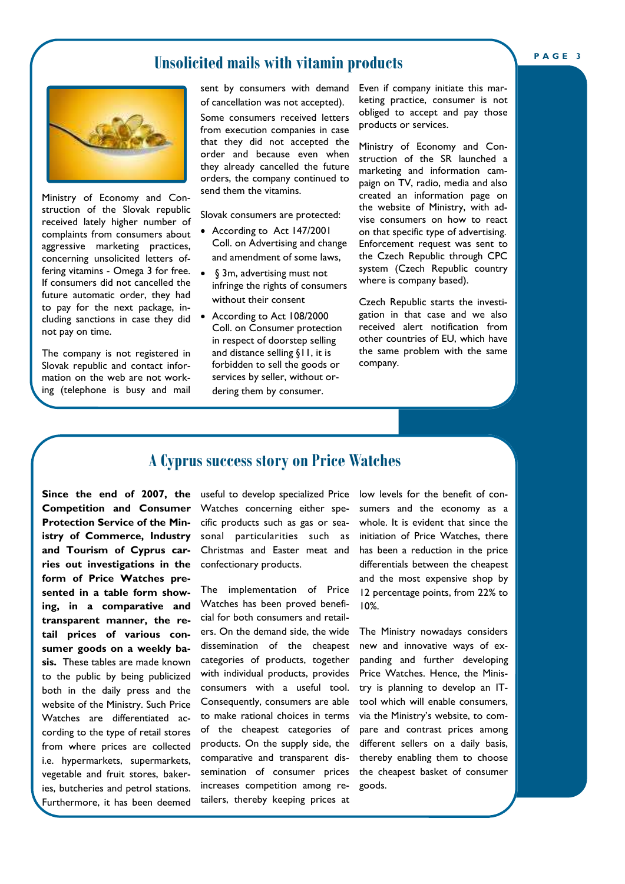## Unsolicited mails with vitamin products

Ministry of Economy and Construction of the Slovak republic received lately higher number of complaints from consumers about aggressive marketing practices, concerning unsolicited letters offering vitamins - Omega 3 for free. If consumers did not cancelled the future automatic order, they had to pay for the next package, including sanctions in case they did not pay on time.

The company is not registered in Slovak republic and contact information on the web are not working (telephone is busy and mail sent by consumers with demand of cancellation was not accepted).

Some consumers received letters from execution companies in case that they did not accepted the order and because even when they already cancelled the future orders, the company continued to send them the vitamins.

Slovak consumers are protected:

- According to Act 147/2001 Coll. on Advertising and change and amendment of some laws,
- § 3m, advertising must not infringe the rights of consumers without their consent
- According to Act 108/2000 Coll. on Consumer protection in respect of doorstep selling and distance selling §11, it is forbidden to sell the goods or services by seller, without ordering them by consumer.

Even if company initiate this marketing practice, consumer is not obliged to accept and pay those products or services.

Ministry of Economy and Construction of the SR launched a marketing and information campaign on TV, radio, media and also created an information page on the website of Ministry, with advise consumers on how to react on that specific type of advertising. Enforcement request was sent to the Czech Republic through CPC system (Czech Republic country where is company based).

Czech Republic starts the investigation in that case and we also received alert notification from other countries of EU, which have the same problem with the same company.

## A Cyprus success story on Price Watches

**Since the end of 2007, the Competition and Consumer Protection Service of the Ministry of Commerce, Industry and Tourism of Cyprus carries out investigations in the form of Price Watches presented in a table form showing, in a comparative and transparent manner, the retail prices of various consumer goods on a weekly basis.** These tables are made known to the public by being publicized both in the daily press and the website of the Ministry. Such Price Watches are differentiated according to the type of retail stores from where prices are collected i.e. hypermarkets, supermarkets, vegetable and fruit stores, bakeries, butcheries and petrol stations. Furthermore, it has been deemed useful to develop specialized Price Watches concerning either specific products such as gas or seasonal particularities such as Christmas and Easter meat and confectionary products.

The implementation of Price Watches has been proved beneficial for both consumers and retailers. On the demand side, the wide dissemination of the cheapest categories of products, together with individual products, provides consumers with a useful tool. Consequently, consumers are able to make rational choices in terms of the cheapest categories of products. On the supply side, the comparative and transparent dissemination of consumer prices increases competition among retailers, thereby keeping prices at low levels for the benefit of consumers and the economy as a whole. It is evident that since the initiation of Price Watches, there has been a reduction in the price differentials between the cheapest and the most expensive shop by 12 percentage points, from 22% to 10%.

The Ministry nowadays considers new and innovative ways of expanding and further developing Price Watches. Hence, the Ministry is planning to develop an IT-tool which will enable consumers, via the Ministry's website, to compare and contrast prices among different sellers on a daily basis, thereby enabling them to choose the cheapest basket of consumer goods.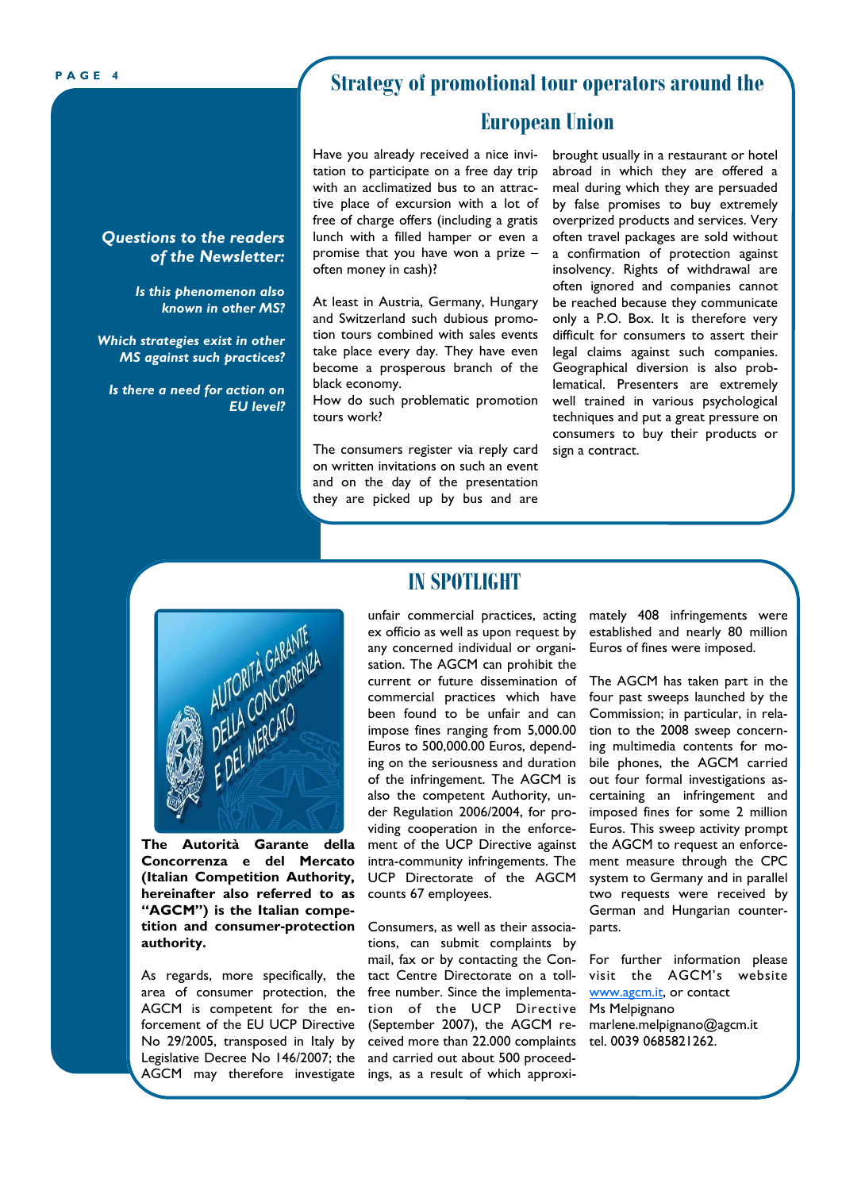## Strategy of promotional tour operators around the European Union

Have you already received a nice invitation to participate on a free day trip with an acclimatized bus to an attractive place of excursion with a lot of free of charge offers (including a gratis lunch with a filled hamper or even a promise that you have won a prize – often money in cash)?

At least in Austria, Germany, Hungary and Switzerland such dubious promotion tours combined with sales events take place every day. They have even become a prosperous branch of the black economy.

How do such problematic promotion tours work?

The consumers register via reply card on written invitations on such an event and on the day of the presentation they are picked up by bus and are brought usually in a restaurant or hotel abroad in which they are offered a meal during which they are persuaded by false promises to buy extremely overprized products and services. Very often travel packages are sold without a confirmation of protection against insolvency. Rights of withdrawal are often ignored and companies cannot be reached because they communicate only a P.O. Box. It is therefore very difficult for consumers to assert their legal claims against such companies. Geographical diversion is also problematical. Presenters are extremely well trained in various psychological techniques and put a great pressure on consumers to buy their products or sign a contract.

***Questions to the readers of the Newsletter:***

***Is this phenomenon also known in other MS?***

***Which strategies exist in other MS against such practices?***

***Is there a need for action on EU level?***

## IN SPOTLIGHT

**The Autorità Garante della Concorrenza e del Mercato (Italian Competition Authority, hereinafter also referred to as "AGCM") is the Italian competition and consumer-protection authority.**

As regards, more specifically, the area of consumer protection, the AGCM is competent for the enforcement of the EU UCP Directive No 29/2005, transposed in Italy by Legislative Decree No 146/2007; the AGCM may therefore investigate unfair commercial practices, acting ex officio as well as upon request by any concerned individual or organisation. The AGCM can prohibit the current or future dissemination of commercial practices which have been found to be unfair and can impose fines ranging from 5,000.00 Euros to 500,000.00 Euros, depending on the seriousness and duration of the infringement. The AGCM is also the competent Authority, under Regulation 2006/2004, for providing cooperation in the enforcement of the UCP Directive against intra-community infringements. The UCP Directorate of the AGCM counts 67 employees.

Consumers, as well as their associations, can submit complaints by mail, fax or by contacting the Contact Centre Directorate on a toll-free number. Since the implementation of the UCP Directive (September 2007), the AGCM received more than 22.000 complaints and carried out about 500 proceedings, as a result of which approximately 408 infringements were established and nearly 80 million Euros of fines were imposed.

The AGCM has taken part in the four past sweeps launched by the Commission; in particular, in relation to the 2008 sweep concerning multimedia contents for mobile phones, the AGCM carried out four formal investigations ascertaining an infringement and imposed fines for some 2 million Euros. This sweep activity prompt the AGCM to request an enforcement measure through the CPC system to Germany and in parallel two requests were received by German and Hungarian counterparts.

For further information please visit the AGCM's website www.agcm.it, or contact Ms Melpignano marlene.melpignano@agcm.it tel. 0039 0685821262.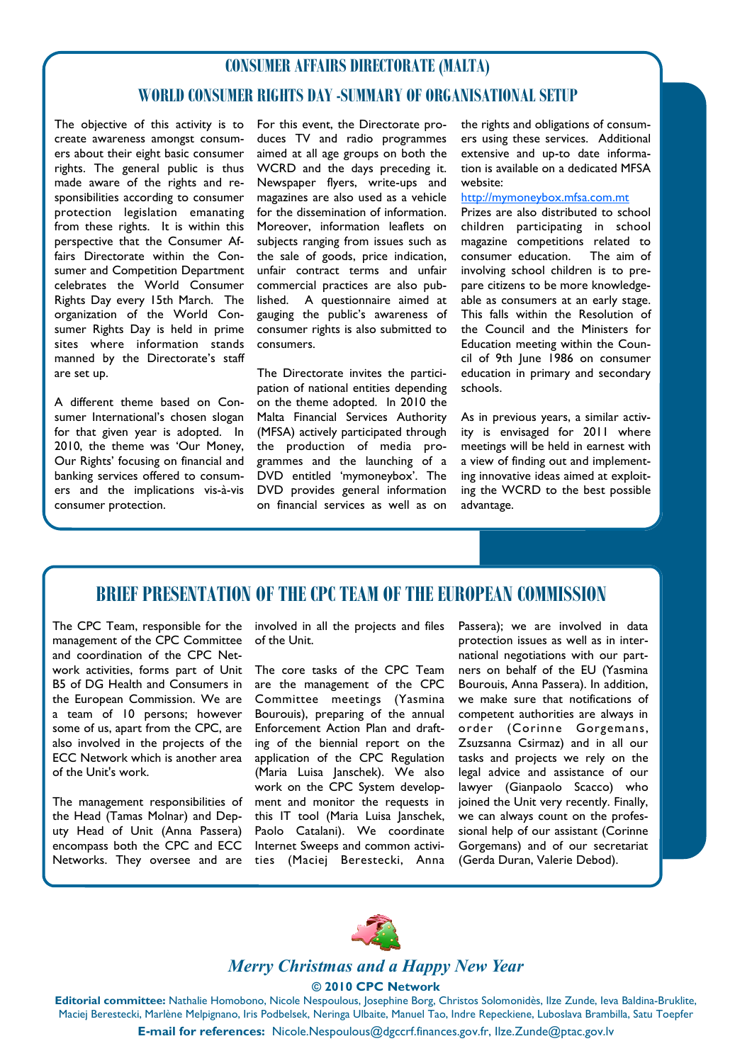## CONSUMER AFFAIRS DIRECTORATE (MALTA)

### WORLD CONSUMER RIGHTS DAY -SUMMARY OF ORGANISATIONAL SETUP

The objective of this activity is to create awareness amongst consumers about their eight basic consumer rights. The general public is thus made aware of the rights and responsibilities according to consumer protection legislation emanating from these rights. It is within this perspective that the Consumer Affairs Directorate within the Consumer and Competition Department celebrates the World Consumer Rights Day every 15th March. The organization of the World Consumer Rights Day is held in prime sites where information stands manned by the Directorate's staff are set up.

A different theme based on Consumer International's chosen slogan for that given year is adopted. In 2010, the theme was 'Our Money, Our Rights' focusing on financial and banking services offered to consumers and the implications vis-à-vis consumer protection.

For this event, the Directorate produces TV and radio programmes aimed at all age groups on both the WCRD and the days preceding it. Newspaper flyers, write-ups and magazines are also used as a vehicle for the dissemination of information. Moreover, information leaflets on subjects ranging from issues such as the sale of goods, price indication, unfair contract terms and unfair commercial practices are also published. A questionnaire aimed at gauging the public's awareness of consumer rights is also submitted to consumers.

The Directorate invites the participation of national entities depending on the theme adopted. In 2010 the Malta Financial Services Authority (MFSA) actively participated through the production of media programmes and the launching of a DVD entitled 'mymoneybox'. The DVD provides general information on financial services as well as on the rights and obligations of consumers using these services. Additional extensive and up-to date information is available on a dedicated MFSA website:

http://mymoneybox.mfsa.com.mt

Prizes are also distributed to school children participating in school magazine competitions related to consumer education. The aim of involving school children is to prepare citizens to be more knowledgeable as consumers at an early stage. This falls within the Resolution of the Council and the Ministers for Education meeting within the Council of 9th June 1986 on consumer education in primary and secondary schools.

As in previous years, a similar activity is envisaged for 2011 where meetings will be held in earnest with a view of finding out and implementing innovative ideas aimed at exploiting the WCRD to the best possible advantage.

## BRIEF PRESENTATION OF THE CPC TEAM OF THE EUROPEAN COMMISSION

The CPC Team, responsible for the management of the CPC Committee and coordination of the CPC Network activities, forms part of Unit B5 of DG Health and Consumers in the European Commission. We are a team of 10 persons; however some of us, apart from the CPC, are also involved in the projects of the ECC Network which is another area of the Unit's work.

The management responsibilities of the Head (Tamas Molnar) and Deputy Head of Unit (Anna Passera) encompass both the CPC and ECC Networks. They oversee and are involved in all the projects and files of the Unit.

The core tasks of the CPC Team are the management of the CPC Committee meetings (Yasmina Bourouis), preparing of the annual Enforcement Action Plan and drafting of the biennial report on the application of the CPC Regulation (Maria Luisa Janschek). We also work on the CPC System development and monitor the requests in this IT tool (Maria Luisa Janschek, Paolo Catalani). We coordinate Internet Sweeps and common activities (Maciej Berestecki, Anna Passera); we are involved in data protection issues as well as in international negotiations with our partners on behalf of the EU (Yasmina Bourouis, Anna Passera). In addition, we make sure that notifications of competent authorities are always in order (Corinne Gorgemans, Zsuzsanna Csirmaz) and in all our tasks and projects we rely on the legal advice and assistance of our lawyer (Gianpaolo Scacco) who joined the Unit very recently. Finally, we can always count on the professional help of our assistant (Corinne Gorgemans) and of our secretariat (Gerda Duran, Valerie Debod).

*Merry Christmas and a Happy New Year*

**© 2010 CPC Network**

**Editorial committee:** Nathalie Homobono, Nicole Nespoulous, Josephine Borg, Christos Solomonidès, Ilze Zunde, Ieva Baldina-Bruklite, Maciej Berestecki, Marlène Melpignano, Iris Podbelsek, Neringa Ulbaite, Manuel Tao, Indre Repeckiene, Luboslava Brambilla, Satu Toepfer

**E-mail for references:** Nicole.Nespoulous@dgccrf.finances.gov.fr, Ilze.Zunde@ptac.gov.lv